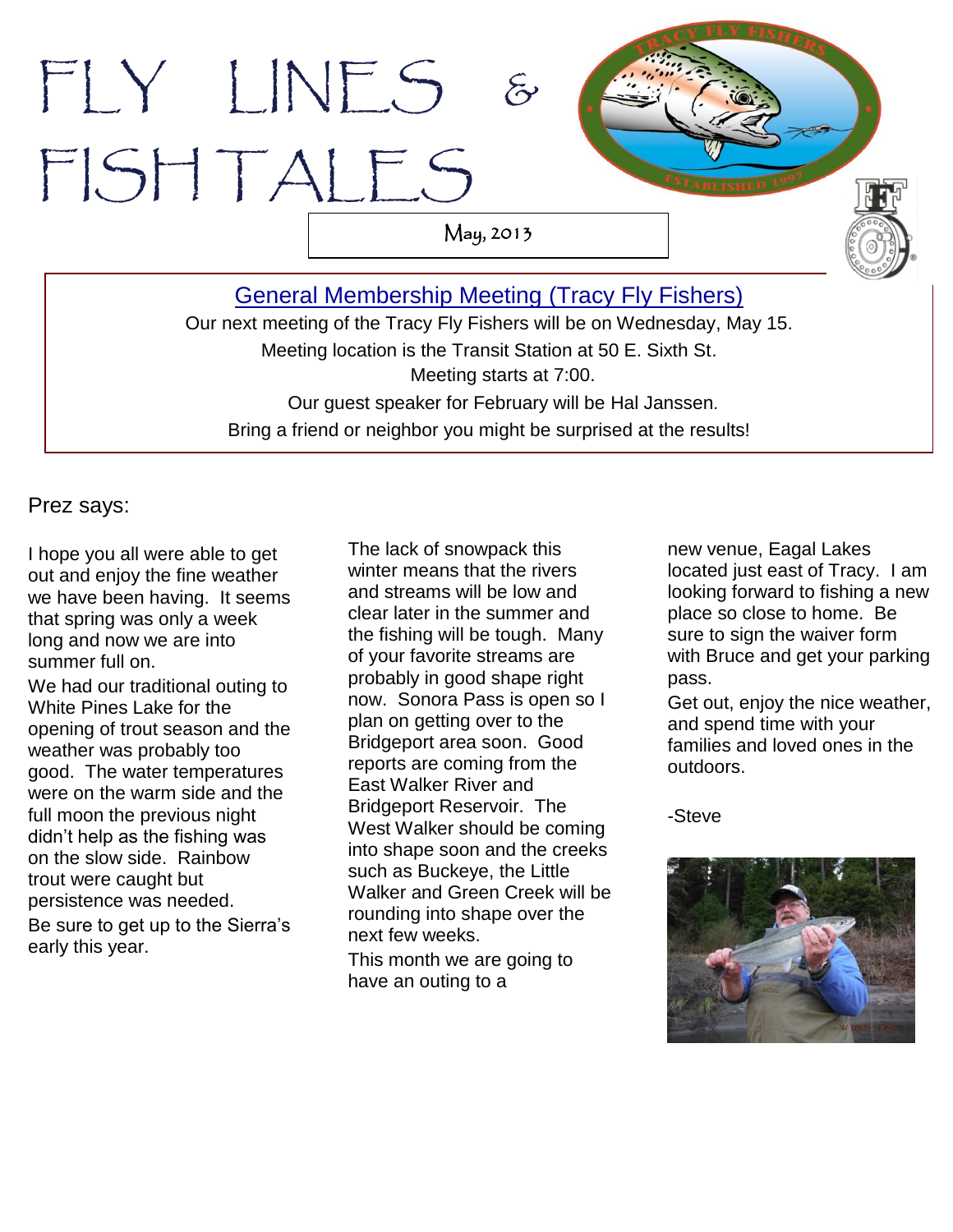# FLY LINES & FISHTALES

May, 2013

## General Membership Meeting (Tracy Fly Fishers)

Our next meeting of the Tracy Fly Fishers will be on Wednesday, May 15.
Meeting location is the Transit Station at 50 E. Sixth St.
Meeting starts at 7:00.
Our guest speaker for February will be Hal Janssen.
Bring a friend or neighbor you might be surprised at the results!

Prez says:

I hope you all were able to get out and enjoy the fine weather we have been having. It seems that spring was only a week long and now we are into summer full on.

We had our traditional outing to White Pines Lake for the opening of trout season and the weather was probably too good. The water temperatures were on the warm side and the full moon the previous night didn't help as the fishing was on the slow side. Rainbow trout were caught but persistence was needed.

Be sure to get up to the Sierra's early this year.

The lack of snowpack this winter means that the rivers and streams will be low and clear later in the summer and the fishing will be tough. Many of your favorite streams are probably in good shape right now. Sonora Pass is open so I plan on getting over to the Bridgeport area soon. Good reports are coming from the East Walker River and Bridgeport Reservoir. The West Walker should be coming into shape soon and the creeks such as Buckeye, the Little Walker and Green Creek will be rounding into shape over the next few weeks.

This month we are going to have an outing to a new venue, Eagal Lakes located just east of Tracy. I am looking forward to fishing a new place so close to home. Be sure to sign the waiver form with Bruce and get your parking pass.

Get out, enjoy the nice weather, and spend time with your families and loved ones in the outdoors.

-Steve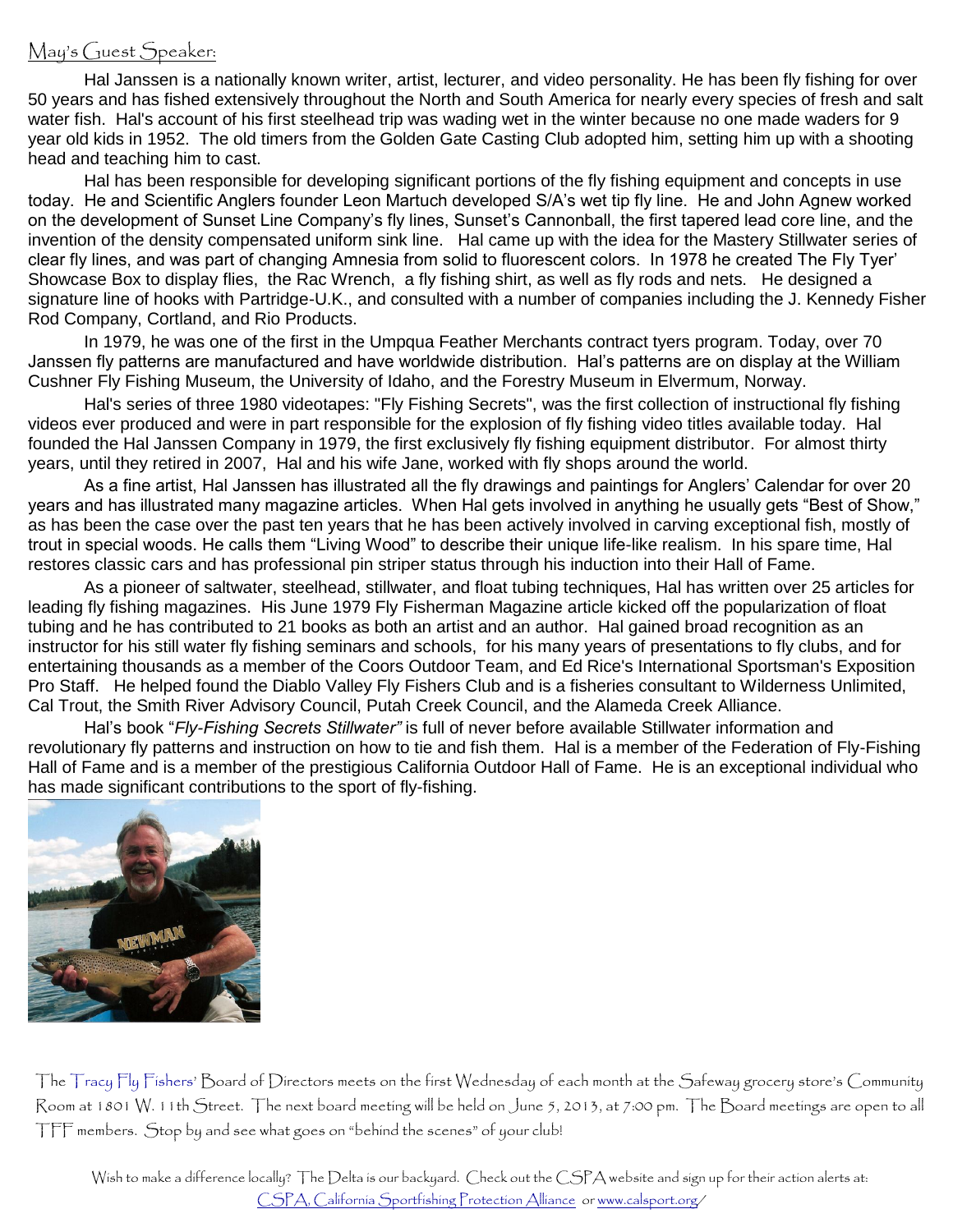## May's Guest Speaker:

Hal Janssen is a nationally known writer, artist, lecturer, and video personality. He has been fly fishing for over 50 years and has fished extensively throughout the North and South America for nearly every species of fresh and salt water fish. Hal's account of his first steelhead trip was wading wet in the winter because no one made waders for 9 year old kids in 1952. The old timers from the Golden Gate Casting Club adopted him, setting him up with a shooting head and teaching him to cast.

Hal has been responsible for developing significant portions of the fly fishing equipment and concepts in use today. He and Scientific Anglers founder Leon Martuch developed S/A's wet tip fly line. He and John Agnew worked on the development of Sunset Line Company's fly lines, Sunset's Cannonball, the first tapered lead core line, and the invention of the density compensated uniform sink line. Hal came up with the idea for the Mastery Stillwater series of clear fly lines, and was part of changing Amnesia from solid to fluorescent colors. In 1978 he created The Fly Tyer' Showcase Box to display flies, the Rac Wrench, a fly fishing shirt, as well as fly rods and nets. He designed a signature line of hooks with Partridge-U.K., and consulted with a number of companies including the J. Kennedy Fisher Rod Company, Cortland, and Rio Products.

In 1979, he was one of the first in the Umpqua Feather Merchants contract tyers program. Today, over 70 Janssen fly patterns are manufactured and have worldwide distribution. Hal's patterns are on display at the William Cushner Fly Fishing Museum, the University of Idaho, and the Forestry Museum in Elvermum, Norway.

Hal's series of three 1980 videotapes: "Fly Fishing Secrets", was the first collection of instructional fly fishing videos ever produced and were in part responsible for the explosion of fly fishing video titles available today. Hal founded the Hal Janssen Company in 1979, the first exclusively fly fishing equipment distributor. For almost thirty years, until they retired in 2007, Hal and his wife Jane, worked with fly shops around the world.

As a fine artist, Hal Janssen has illustrated all the fly drawings and paintings for Anglers' Calendar for over 20 years and has illustrated many magazine articles. When Hal gets involved in anything he usually gets "Best of Show," as has been the case over the past ten years that he has been actively involved in carving exceptional fish, mostly of trout in special woods. He calls them "Living Wood" to describe their unique life-like realism. In his spare time, Hal restores classic cars and has professional pin striper status through his induction into their Hall of Fame.

As a pioneer of saltwater, steelhead, stillwater, and float tubing techniques, Hal has written over 25 articles for leading fly fishing magazines. His June 1979 Fly Fisherman Magazine article kicked off the popularization of float tubing and he has contributed to 21 books as both an artist and an author. Hal gained broad recognition as an instructor for his still water fly fishing seminars and schools, for his many years of presentations to fly clubs, and for entertaining thousands as a member of the Coors Outdoor Team, and Ed Rice's International Sportsman's Exposition Pro Staff. He helped found the Diablo Valley Fly Fishers Club and is a fisheries consultant to Wilderness Unlimited, Cal Trout, the Smith River Advisory Council, Putah Creek Council, and the Alameda Creek Alliance.

Hal's book "*Fly-Fishing Secrets Stillwater"* is full of never before available Stillwater information and revolutionary fly patterns and instruction on how to tie and fish them. Hal is a member of the Federation of Fly-Fishing Hall of Fame and is a member of the prestigious California Outdoor Hall of Fame. He is an exceptional individual who has made significant contributions to the sport of fly-fishing.

The Tracy Fly Fishers' Board of Directors meets on the first Wednesday of each month at the Safeway grocery store's Community Room at 1801 W. 11th Street. The next board meeting will be held on June 5, 2013, at 7:00 pm. The Board meetings are open to all TFF members. Stop by and see what goes on "behind the scenes" of your club!

Wish to make a difference locally? The Delta is our backyard. Check out the CSPA website and sign up for their action alerts at: CSPA, California Sportfishing Protection Alliance or www.calsport.org/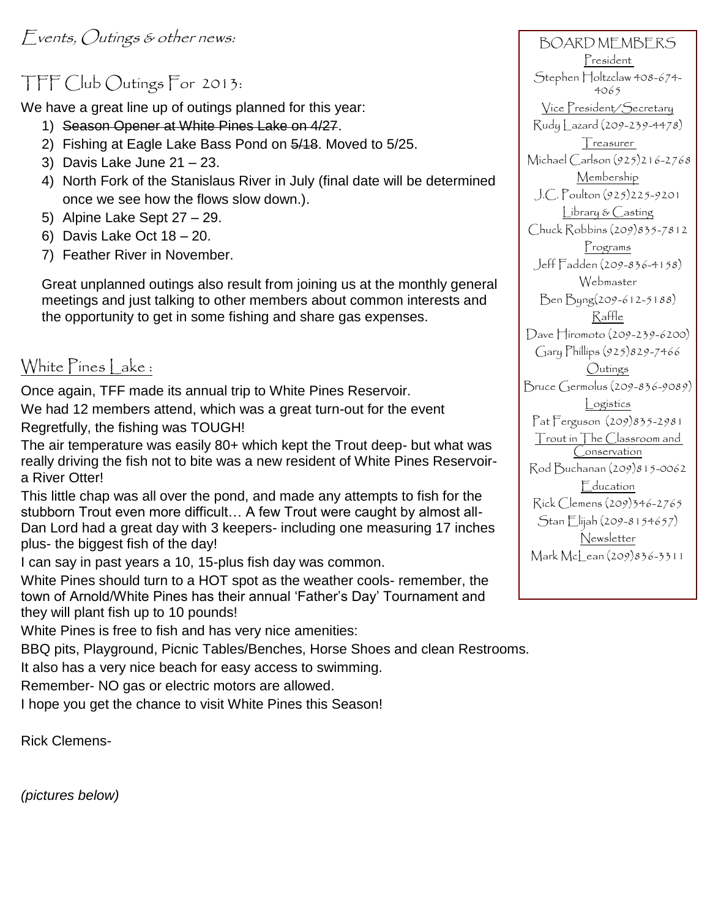## Events, Outings & other news:

## TFF Club Outings For 2013:

We have a great line up of outings planned for this year:

1) ~~Season Opener at White Pines Lake on 4/27~~.
2) Fishing at Eagle Lake Bass Pond on ~~5/18~~. Moved to 5/25.
3) Davis Lake June 21 – 23.
4) North Fork of the Stanislaus River in July (final date will be determined once we see how the flows slow down.).
5) Alpine Lake Sept 27 – 29.
6) Davis Lake Oct 18 – 20.
7) Feather River in November.

Great unplanned outings also result from joining us at the monthly general meetings and just talking to other members about common interests and the opportunity to get in some fishing and share gas expenses.

## White Pines Lake :

Once again, TFF made its annual trip to White Pines Reservoir.

We had 12 members attend, which was a great turn-out for the event

Regretfully, the fishing was TOUGH!

The air temperature was easily 80+ which kept the Trout deep- but what was really driving the fish not to bite was a new resident of White Pines Reservoir- a River Otter!

This little chap was all over the pond, and made any attempts to fish for the stubborn Trout even more difficult… A few Trout were caught by almost all- Dan Lord had a great day with 3 keepers- including one measuring 17 inches plus- the biggest fish of the day!

I can say in past years a 10, 15-plus fish day was common.

White Pines should turn to a HOT spot as the weather cools- remember, the town of Arnold/White Pines has their annual 'Father's Day' Tournament and they will plant fish up to 10 pounds!

White Pines is free to fish and has very nice amenities:

BBQ pits, Playground, Picnic Tables/Benches, Horse Shoes and clean Restrooms.

It also has a very nice beach for easy access to swimming.

Remember- NO gas or electric motors are allowed.

I hope you get the chance to visit White Pines this Season!

Rick Clemens-

*(pictures below)*

---

BOARD MEMBERS

President
Stephen Holtzclaw 408-674-4065

Vice President/Secretary
Rudy Lazard (209-239-4478)

Treasurer
Michael Carlson (925)216-2768

Membership
J.C. Poulton (925)225-9201

Library & Casting
Chuck Robbins (209)835-7812

Programs
Jeff Fadden (209-836-4158)

Webmaster
Ben Byng(209-612-5188)

Raffle
Dave Hiromoto (209-239-6200)
Gary Phillips (925)829-7466

Outings
Bruce Germolus (209-836-9089)

Logistics
Pat Ferguson (209)835-2981

Trout in The Classroom and Conservation
Rod Buchanan (209)815-0062

Education
Rick Clemens (209)346-2765
Stan Elijah (209-8154657)

Newsletter
Mark McLean (209)836-3311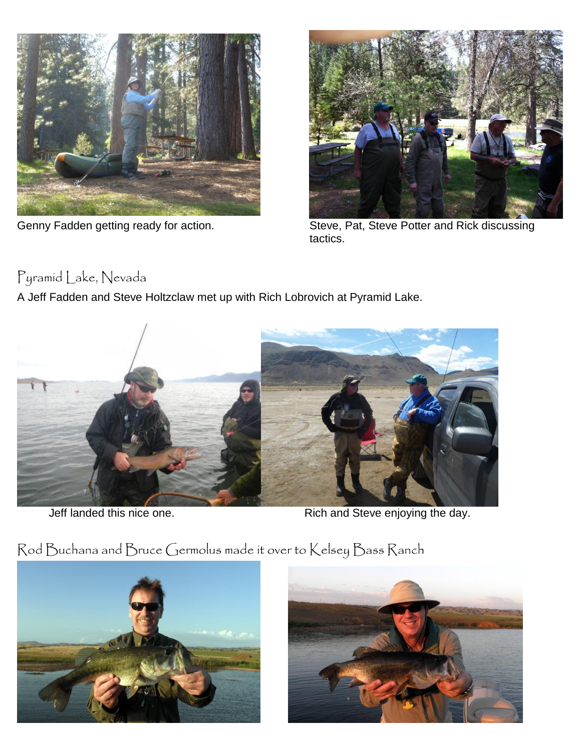Genny Fadden getting ready for action.

Steve, Pat, Steve Potter and Rick discussing tactics.

## Pyramid Lake, Nevada

A Jeff Fadden and Steve Holtzclaw met up with Rich Lobrovich at Pyramid Lake.

Jeff landed this nice one.

Rich and Steve enjoying the day.

## Rod Buchana and Bruce Germolus made it over to Kelsey Bass Ranch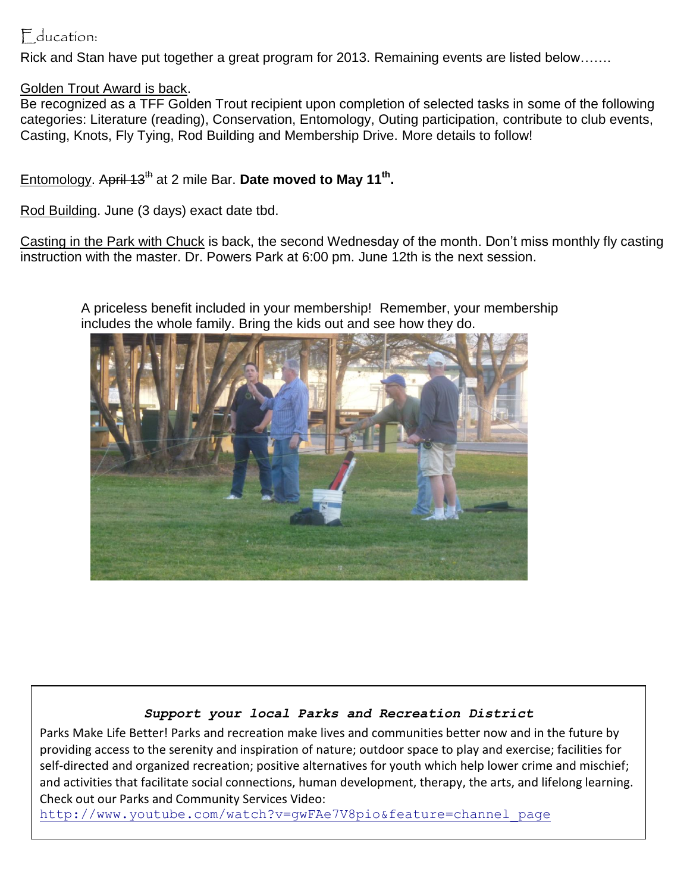## Education:

Rick and Stan have put together a great program for 2013. Remaining events are listed below…….

Golden Trout Award is back.

Be recognized as a TFF Golden Trout recipient upon completion of selected tasks in some of the following categories: Literature (reading), Conservation, Entomology, Outing participation, contribute to club events, Casting, Knots, Fly Tying, Rod Building and Membership Drive. More details to follow!

Entomology. ~~April 13th~~ at 2 mile Bar. **Date moved to May 11th.**

Rod Building. June (3 days) exact date tbd.

Casting in the Park with Chuck is back, the second Wednesday of the month. Don't miss monthly fly casting instruction with the master. Dr. Powers Park at 6:00 pm. June 12th is the next session.

A priceless benefit included in your membership! Remember, your membership includes the whole family. Bring the kids out and see how they do.

***Support your local Parks and Recreation District***

Parks Make Life Better! Parks and recreation make lives and communities better now and in the future by providing access to the serenity and inspiration of nature; outdoor space to play and exercise; facilities for self-directed and organized recreation; positive alternatives for youth which help lower crime and mischief; and activities that facilitate social connections, human development, therapy, the arts, and lifelong learning. Check out our Parks and Community Services Video:

http://www.youtube.com/watch?v=gwFAe7V8pio&feature=channel_page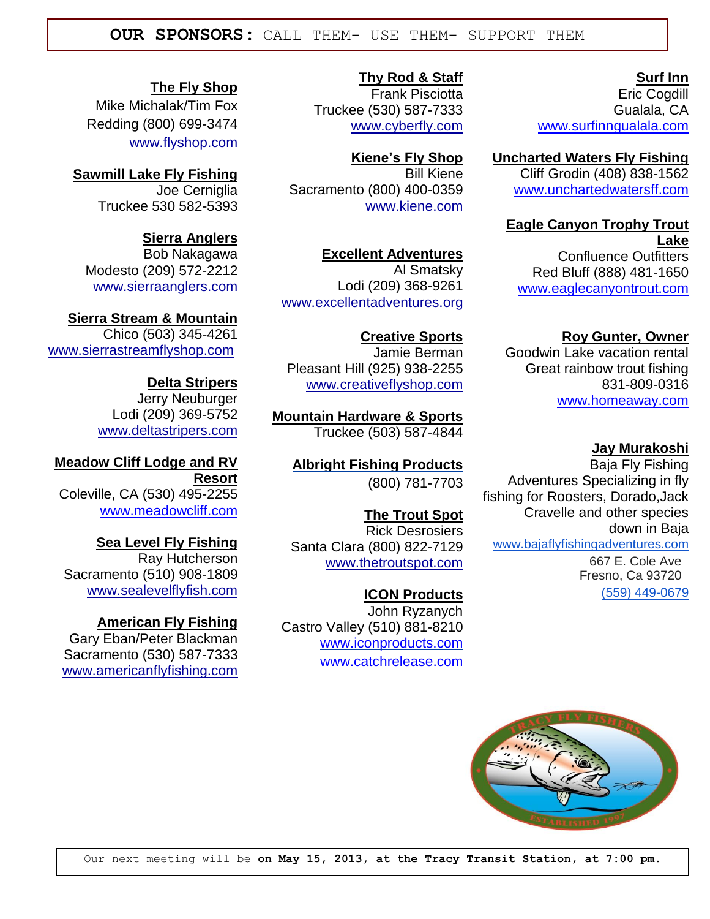**OUR SPONSORS:** CALL THEM- USE THEM- SUPPORT THEM

**The Fly Shop**
Mike Michalak/Tim Fox
Redding (800) 699-3474
www.flyshop.com

**Sawmill Lake Fly Fishing**
Joe Cerniglia
Truckee 530 582-5393

**Sierra Anglers**
Bob Nakagawa
Modesto (209) 572-2212
www.sierraanglers.com

**Sierra Stream & Mountain**
Chico (503) 345-4261
www.sierrastreamflyshop.com

**Delta Stripers**
Jerry Neuburger
Lodi (209) 369-5752
www.deltastripers.com

**Meadow Cliff Lodge and RV Resort**
Coleville, CA (530) 495-2255
www.meadowcliff.com

**Sea Level Fly Fishing**
Ray Hutcherson
Sacramento (510) 908-1809
www.sealevelflyfish.com

**American Fly Fishing**
Gary Eban/Peter Blackman
Sacramento (530) 587-7333
www.americanflyfishing.com

**Thy Rod & Staff**
Frank Pisciotta
Truckee (530) 587-7333
www.cyberfly.com

**Kiene's Fly Shop**
Bill Kiene
Sacramento (800) 400-0359
www.kiene.com

**Excellent Adventures**
Al Smatsky
Lodi (209) 368-9261
www.excellentadventures.org

**Creative Sports**
Jamie Berman
Pleasant Hill (925) 938-2255
www.creativeflyshop.com

**Mountain Hardware & Sports**
Truckee (503) 587-4844

**Albright Fishing Products**
(800) 781-7703

**The Trout Spot**
Rick Desrosiers
Santa Clara (800) 822-7129
www.thetroutspot.com

**ICON Products**
John Ryzanych
Castro Valley (510) 881-8210
www.iconproducts.com
www.catchrelease.com

**Surf Inn**
Eric Cogdill
Gualala, CA
www.surfinngualala.com

**Uncharted Waters Fly Fishing**
Cliff Grodin (408) 838-1562
www.unchartedwatersff.com

**Eagle Canyon Trophy Trout Lake**
Confluence Outfitters
Red Bluff (888) 481-1650
www.eaglecanyontrout.com

**Roy Gunter, Owner**
Goodwin Lake vacation rental
Great rainbow trout fishing
831-809-0316
www.homeaway.com

**Jay Murakoshi**
Baja Fly Fishing Adventures Specializing in fly fishing for Roosters, Dorado,Jack Cravelle and other species down in Baja
www.bajaflyfishingadventures.com
667 E. Cole Ave
Fresno, Ca 93720
(559) 449-0679

TRACY FLY FISHERS
ESTABLISHED 1997

Our next meeting will be **on May 15, 2013, at the Tracy Transit Station, at 7:00 pm.**